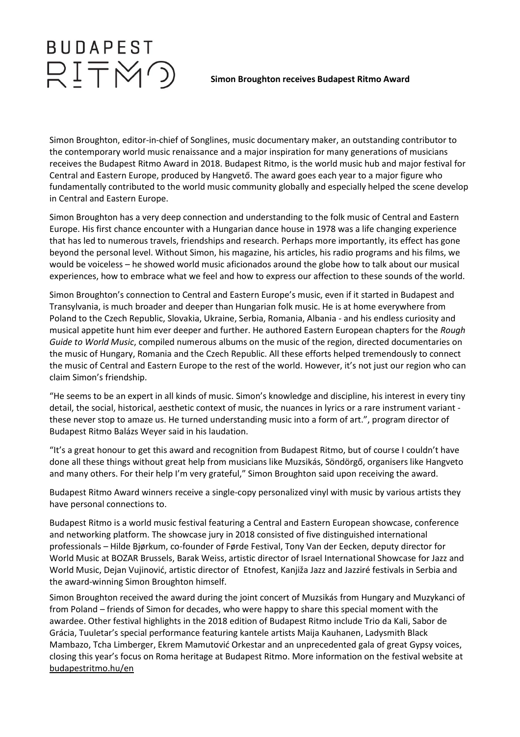BUDAPEST RITMO

**Simon Broughton receives Budapest Ritmo Award**

Simon Broughton, editor-in-chief of Songlines, music documentary maker, an outstanding contributor to the contemporary world music renaissance and a major inspiration for many generations of musicians receives the Budapest Ritmo Award in 2018. Budapest Ritmo, is the world music hub and major festival for Central and Eastern Europe, produced by Hangvető. The award goes each year to a major figure who fundamentally contributed to the world music community globally and especially helped the scene develop in Central and Eastern Europe.

Simon Broughton has a very deep connection and understanding to the folk music of Central and Eastern Europe. His first chance encounter with a Hungarian dance house in 1978 was a life changing experience that has led to numerous travels, friendships and research. Perhaps more importantly, its effect has gone beyond the personal level. Without Simon, his magazine, his articles, his radio programs and his films, we would be voiceless – he showed world music aficionados around the globe how to talk about our musical experiences, how to embrace what we feel and how to express our affection to these sounds of the world.

Simon Broughton's connection to Central and Eastern Europe's music, even if it started in Budapest and Transylvania, is much broader and deeper than Hungarian folk music. He is at home everywhere from Poland to the Czech Republic, Slovakia, Ukraine, Serbia, Romania, Albania - and his endless curiosity and musical appetite hunt him ever deeper and further. He authored Eastern European chapters for the *Rough Guide to World Music*, compiled numerous albums on the music of the region, directed documentaries on the music of Hungary, Romania and the Czech Republic. All these efforts helped tremendously to connect the music of Central and Eastern Europe to the rest of the world. However, it's not just our region who can claim Simon's friendship.

"He seems to be an expert in all kinds of music. Simon's knowledge and discipline, his interest in every tiny detail, the social, historical, aesthetic context of music, the nuances in lyrics or a rare instrument variant - these never stop to amaze us. He turned understanding music into a form of art.", program director of Budapest Ritmo Balázs Weyer said in his laudation.

"It's a great honour to get this award and recognition from Budapest Ritmo, but of course I couldn't have done all these things without great help from musicians like Muzsikás, Söndörgő, organisers like Hangveto and many others. For their help I'm very grateful," Simon Broughton said upon receiving the award.

Budapest Ritmo Award winners receive a single-copy personalized vinyl with music by various artists they have personal connections to.

Budapest Ritmo is a world music festival featuring a Central and Eastern European showcase, conference and networking platform. The showcase jury in 2018 consisted of five distinguished international professionals – Hilde Bjørkum, co-founder of Førde Festival, Tony Van der Eecken, deputy director for World Music at BOZAR Brussels, Barak Weiss, artistic director of Israel International Showcase for Jazz and World Music, Dejan Vujinović, artistic director of Etnofest, Kanjiža Jazz and Jazziré festivals in Serbia and the award-winning Simon Broughton himself.

Simon Broughton received the award during the joint concert of Muzsikás from Hungary and Muzykanci of from Poland – friends of Simon for decades, who were happy to share this special moment with the awardee. Other festival highlights in the 2018 edition of Budapest Ritmo include Trio da Kali, Sabor de Grácia, Tuuletar's special performance featuring kantele artists Maija Kauhanen, Ladysmith Black Mambazo, Tcha Limberger, Ekrem Mamutović Orkestar and an unprecedented gala of great Gypsy voices, closing this year's focus on Roma heritage at Budapest Ritmo. More information on the festival website at budapestritmo.hu/en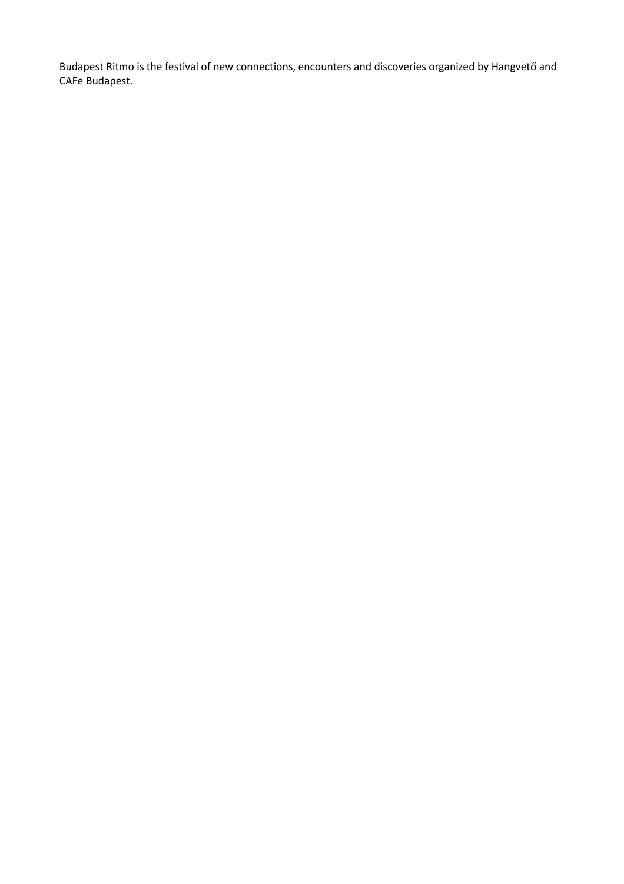Budapest Ritmo is the festival of new connections, encounters and discoveries organized by Hangvető and CAFe Budapest.